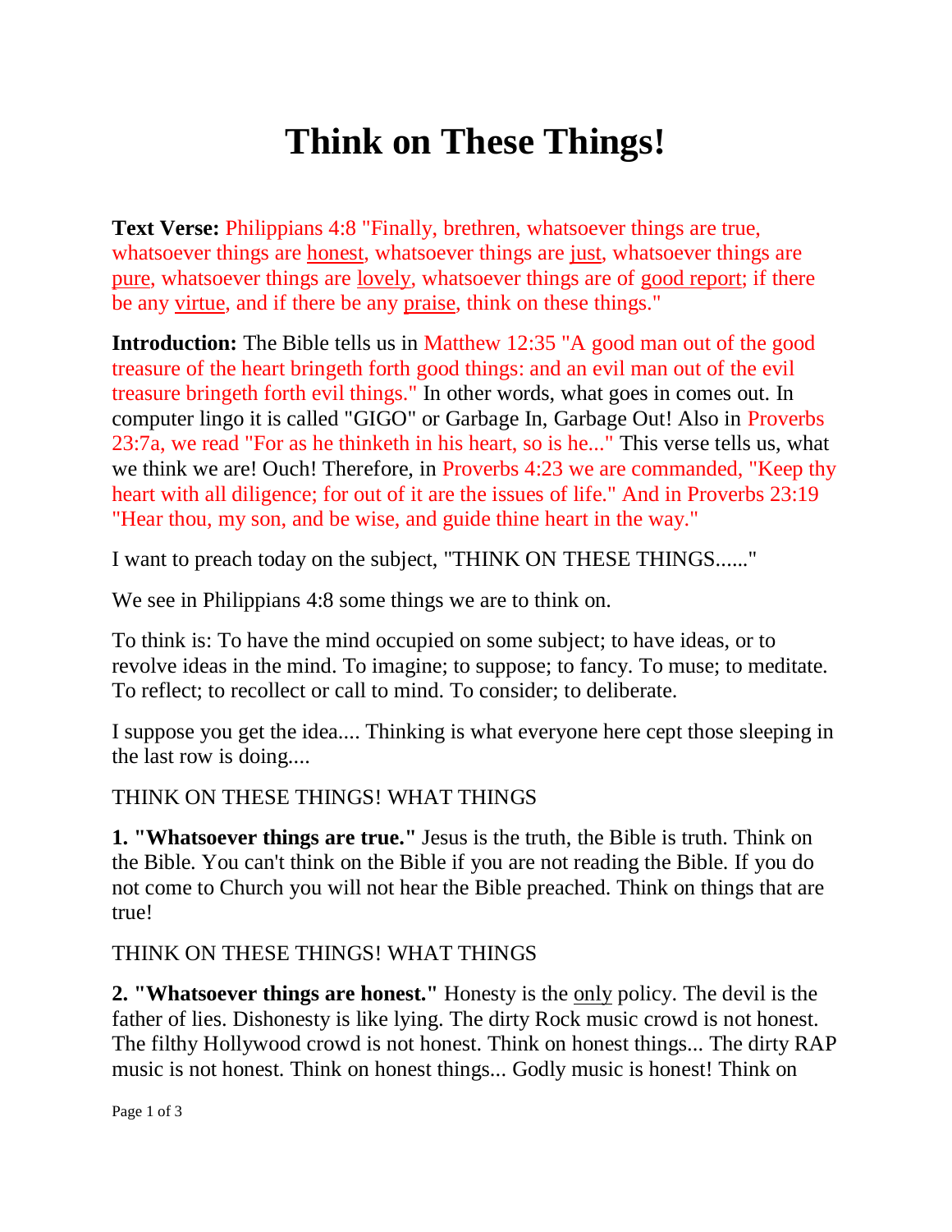# Think on These Things!

**Text Verse:** Philippians 4:8 "Finally, brethren, whatsoever things are true, whatsoever things are honest, whatsoever things are just, whatsoever things are pure, whatsoever things are lovely, whatsoever things are of good report; if there be any virtue, and if there be any praise, think on these things."

**Introduction:** The Bible tells us in Matthew 12:35 "A good man out of the good treasure of the heart bringeth forth good things: and an evil man out of the evil treasure bringeth forth evil things." In other words, what goes in comes out. In computer lingo it is called "GIGO" or Garbage In, Garbage Out! Also in Proverbs 23:7a, we read "For as he thinketh in his heart, so is he..." This verse tells us, what we think we are! Ouch! Therefore, in Proverbs 4:23 we are commanded, "Keep thy heart with all diligence; for out of it are the issues of life." And in Proverbs 23:19 "Hear thou, my son, and be wise, and guide thine heart in the way."

I want to preach today on the subject, "THINK ON THESE THINGS......"

We see in Philippians 4:8 some things we are to think on.

To think is: To have the mind occupied on some subject; to have ideas, or to revolve ideas in the mind. To imagine; to suppose; to fancy. To muse; to meditate. To reflect; to recollect or call to mind. To consider; to deliberate.

I suppose you get the idea.... Thinking is what everyone here cept those sleeping in the last row is doing....

THINK ON THESE THINGS! WHAT THINGS

**1. "Whatsoever things are true."** Jesus is the truth, the Bible is truth. Think on the Bible. You can't think on the Bible if you are not reading the Bible. If you do not come to Church you will not hear the Bible preached. Think on things that are true!

THINK ON THESE THINGS! WHAT THINGS

**2. "Whatsoever things are honest."** Honesty is the only policy. The devil is the father of lies. Dishonesty is like lying. The dirty Rock music crowd is not honest. The filthy Hollywood crowd is not honest. Think on honest things... The dirty RAP music is not honest. Think on honest things... Godly music is honest! Think on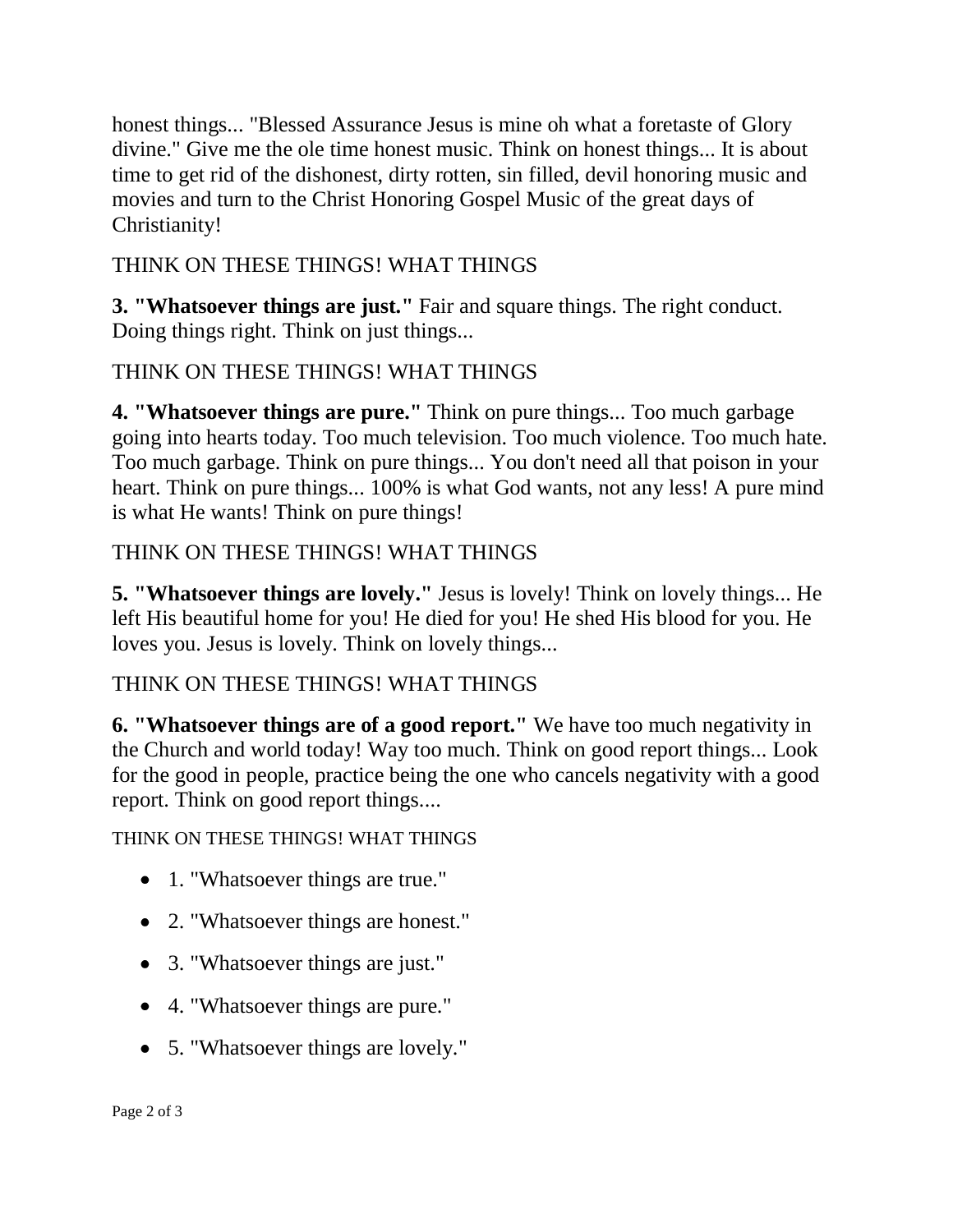honest things... "Blessed Assurance Jesus is mine oh what a foretaste of Glory divine." Give me the ole time honest music. Think on honest things... It is about time to get rid of the dishonest, dirty rotten, sin filled, devil honoring music and movies and turn to the Christ Honoring Gospel Music of the great days of Christianity!

THINK ON THESE THINGS! WHAT THINGS

**3. "Whatsoever things are just."** Fair and square things. The right conduct. Doing things right. Think on just things...

THINK ON THESE THINGS! WHAT THINGS

**4. "Whatsoever things are pure."** Think on pure things... Too much garbage going into hearts today. Too much television. Too much violence. Too much hate. Too much garbage. Think on pure things... You don't need all that poison in your heart. Think on pure things... 100% is what God wants, not any less! A pure mind is what He wants! Think on pure things!

THINK ON THESE THINGS! WHAT THINGS

**5. "Whatsoever things are lovely."** Jesus is lovely! Think on lovely things... He left His beautiful home for you! He died for you! He shed His blood for you. He loves you. Jesus is lovely. Think on lovely things...

THINK ON THESE THINGS! WHAT THINGS

**6. "Whatsoever things are of a good report."** We have too much negativity in the Church and world today! Way too much. Think on good report things... Look for the good in people, practice being the one who cancels negativity with a good report. Think on good report things....

THINK ON THESE THINGS! WHAT THINGS

- 1. "Whatsoever things are true."
- 2. "Whatsoever things are honest."
- 3. "Whatsoever things are just."
- 4. "Whatsoever things are pure."
- 5. "Whatsoever things are lovely."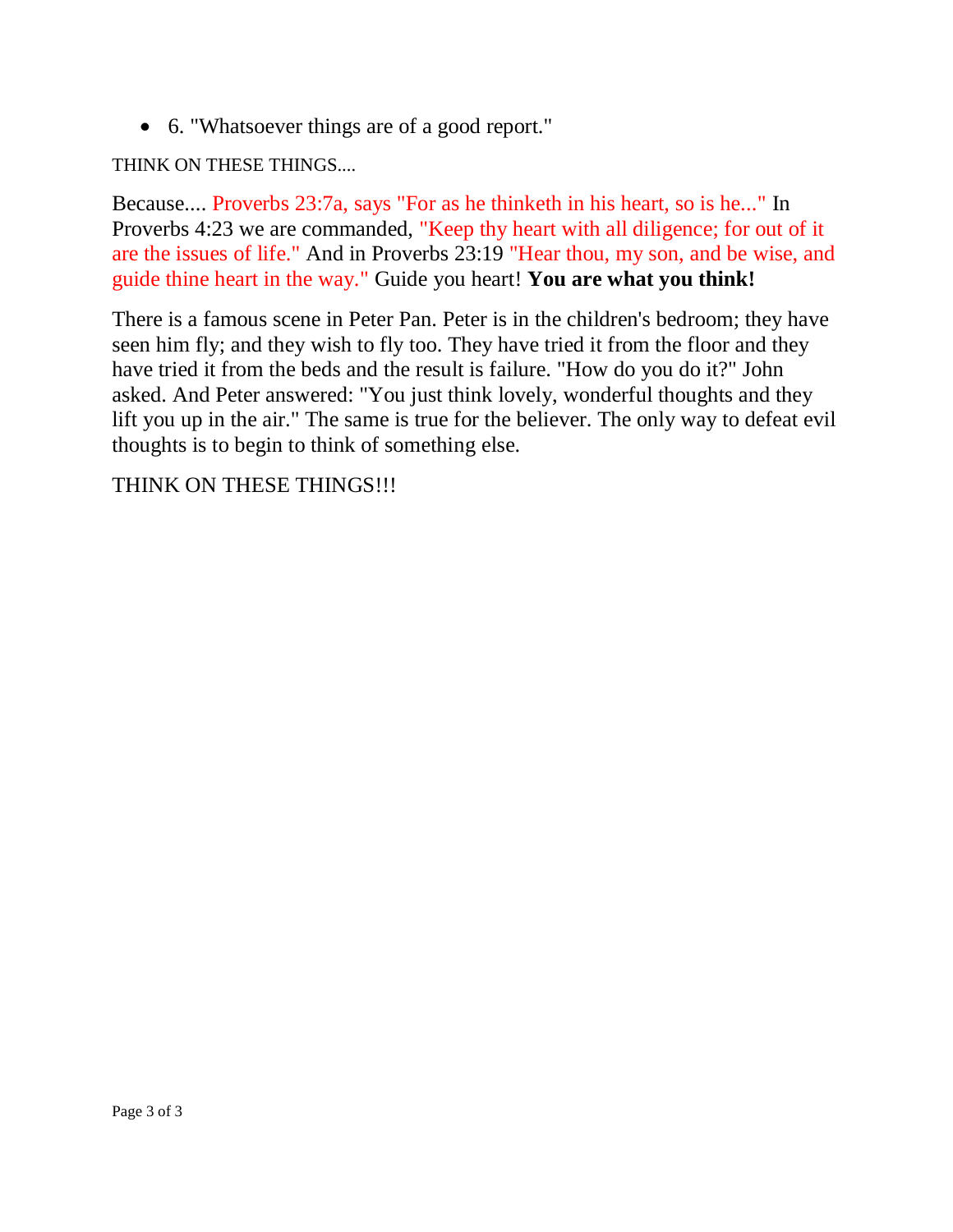- 6. "Whatsoever things are of a good report."

THINK ON THESE THINGS....

Because.... Proverbs 23:7a, says "For as he thinketh in his heart, so is he..." In Proverbs 4:23 we are commanded, "Keep thy heart with all diligence; for out of it are the issues of life." And in Proverbs 23:19 "Hear thou, my son, and be wise, and guide thine heart in the way." Guide you heart! **You are what you think!**

There is a famous scene in Peter Pan. Peter is in the children's bedroom; they have seen him fly; and they wish to fly too. They have tried it from the floor and they have tried it from the beds and the result is failure. "How do you do it?" John asked. And Peter answered: "You just think lovely, wonderful thoughts and they lift you up in the air." The same is true for the believer. The only way to defeat evil thoughts is to begin to think of something else.

THINK ON THESE THINGS!!!